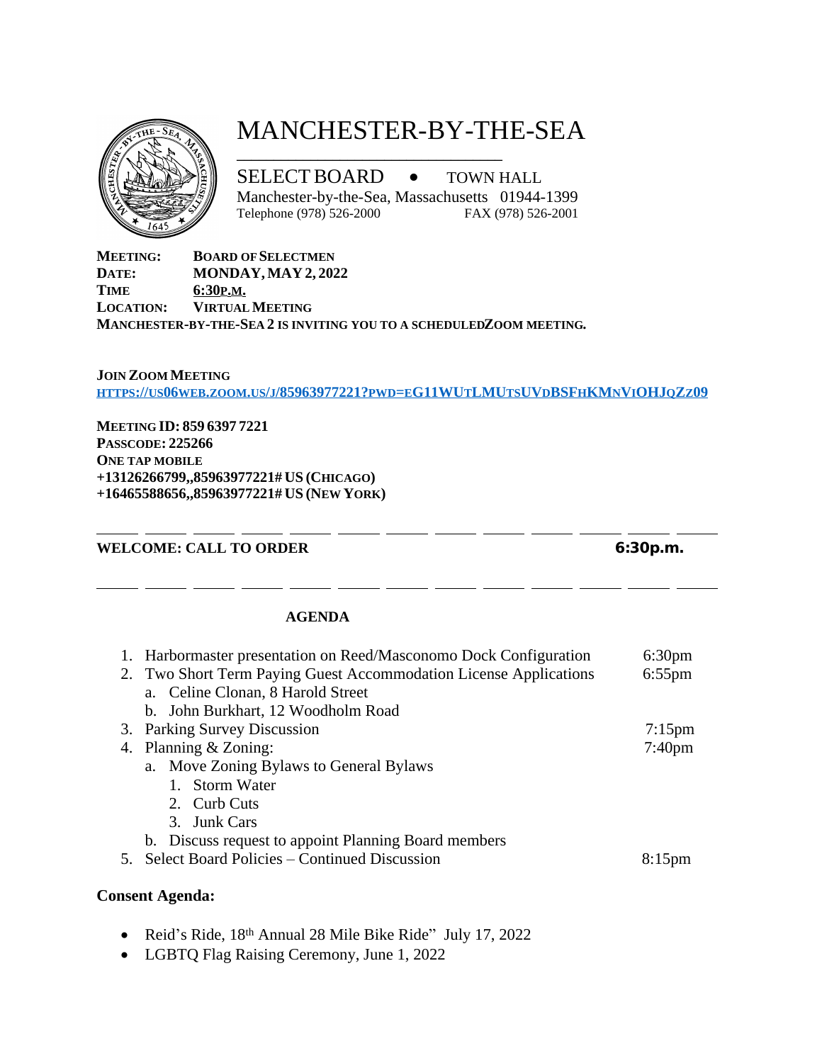# MANCHESTER-BY-THE-SEA

SELECT BOARD • TOWN HALL
Manchester-by-the-Sea, Massachusetts 01944-1399
Telephone (978) 526-2000 FAX (978) 526-2001

**MEETING:** **BOARD OF SELECTMEN**
**DATE:** **MONDAY, MAY 2, 2022**
**TIME** **6:30P.M.**
**LOCATION:** **VIRTUAL MEETING**
**MANCHESTER-BY-THE-SEA 2 IS INVITING YOU TO A SCHEDULEDZOOM MEETING.**

**JOIN ZOOM MEETING**
**HTTPS://US06WEB.ZOOM.US/J/85963977221?PWD=EG11WUTLMUTSUVDBSFHKMNVIOHJQZZ09**

**MEETING ID: 859 6397 7221**
**PASSCODE: 225266**
**ONE TAP MOBILE**
**+13126266799,,85963977221# US (CHICAGO)**
**+16465588656,,85963977221# US (NEW YORK)**

---

**WELCOME: CALL TO ORDER** **6:30p.m.**

---

**AGENDA**

1. Harbormaster presentation on Reed/Masconomo Dock Configuration 6:30pm
2. Two Short Term Paying Guest Accommodation License Applications 6:55pm
   a. Celine Clonan, 8 Harold Street
   b. John Burkhart, 12 Woodholm Road
3. Parking Survey Discussion 7:15pm
4. Planning & Zoning: 7:40pm
   a. Move Zoning Bylaws to General Bylaws
      1. Storm Water
      2. Curb Cuts
      3. Junk Cars
   b. Discuss request to appoint Planning Board members
5. Select Board Policies – Continued Discussion 8:15pm

**Consent Agenda:**

- Reid's Ride, 18th Annual 28 Mile Bike Ride" July 17, 2022
- LGBTQ Flag Raising Ceremony, June 1, 2022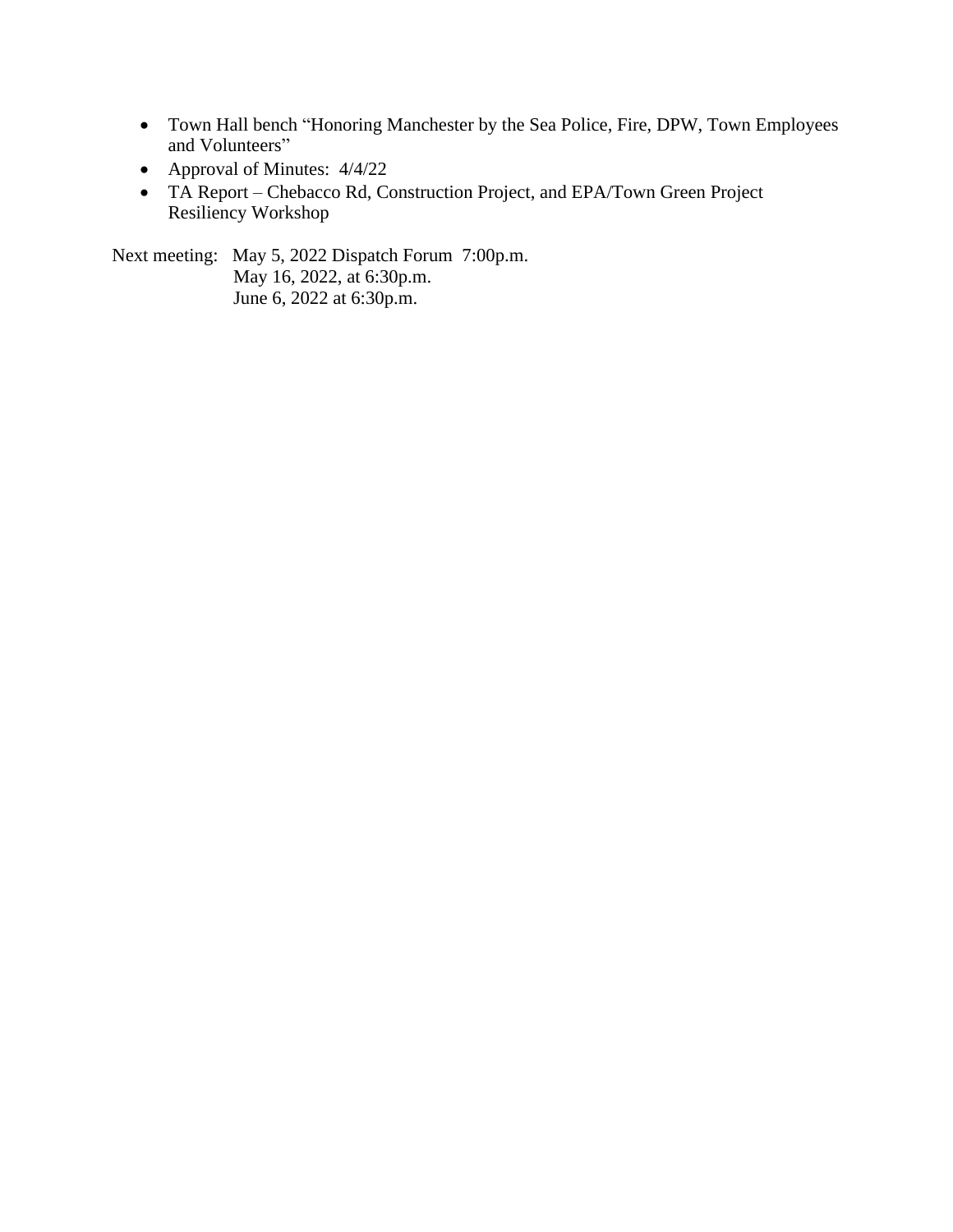- Town Hall bench "Honoring Manchester by the Sea Police, Fire, DPW, Town Employees and Volunteers"
- Approval of Minutes: 4/4/22
- TA Report – Chebacco Rd, Construction Project, and EPA/Town Green Project Resiliency Workshop

Next meeting: May 5, 2022 Dispatch Forum 7:00p.m.
May 16, 2022, at 6:30p.m.
June 6, 2022 at 6:30p.m.